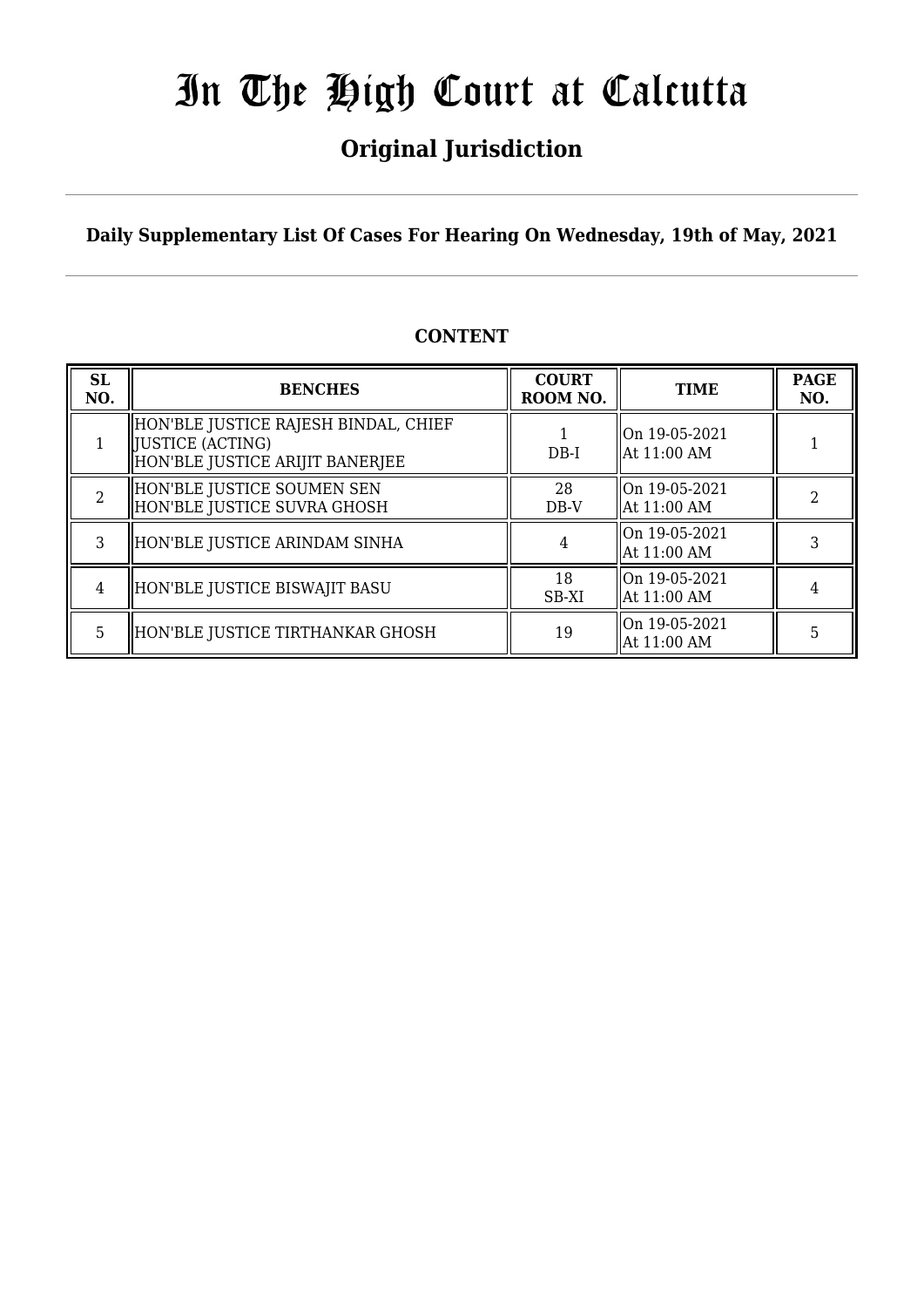# In The High Court at Calcutta

## Original Jurisdiction

**Daily Supplementary List Of Cases For Hearing On Wednesday, 19th of May, 2021**

### CONTENT

| SL NO. | BENCHES | COURT ROOM NO. | TIME | PAGE NO. |
|---|---|---|---|---|
| 1 | HON'BLE JUSTICE RAJESH BINDAL, CHIEF JUSTICE (ACTING)<br>HON'BLE JUSTICE ARIJIT BANERJEE | 1<br>DB-I | On 19-05-2021<br>At 11:00 AM | 1 |
| 2 | HON'BLE JUSTICE SOUMEN SEN<br>HON'BLE JUSTICE SUVRA GHOSH | 28<br>DB-V | On 19-05-2021<br>At 11:00 AM | 2 |
| 3 | HON'BLE JUSTICE ARINDAM SINHA | 4 | On 19-05-2021<br>At 11:00 AM | 3 |
| 4 | HON'BLE JUSTICE BISWAJIT BASU | 18<br>SB-XI | On 19-05-2021<br>At 11:00 AM | 4 |
| 5 | HON'BLE JUSTICE TIRTHANKAR GHOSH | 19 | On 19-05-2021<br>At 11:00 AM | 5 |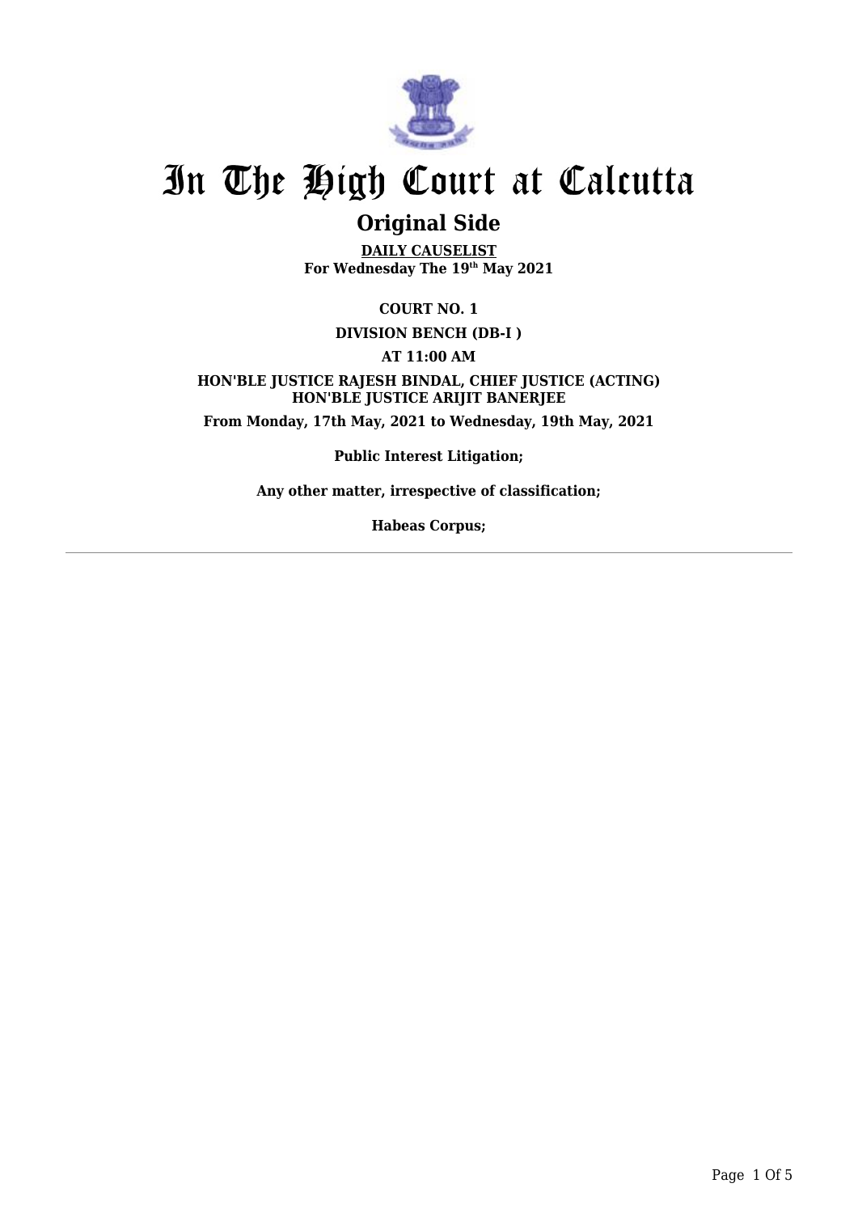# In The High Court at Calcutta

## Original Side

**DAILY CAUSELIST**
**For Wednesday The 19th May 2021**

**COURT NO. 1**

**DIVISION BENCH (DB-I )**

**AT 11:00 AM**

**HON'BLE JUSTICE RAJESH BINDAL, CHIEF JUSTICE (ACTING)**
**HON'BLE JUSTICE ARIJIT BANERJEE**

**From Monday, 17th May, 2021 to Wednesday, 19th May, 2021**

**Public Interest Litigation;**

**Any other matter, irrespective of classification;**

**Habeas Corpus;**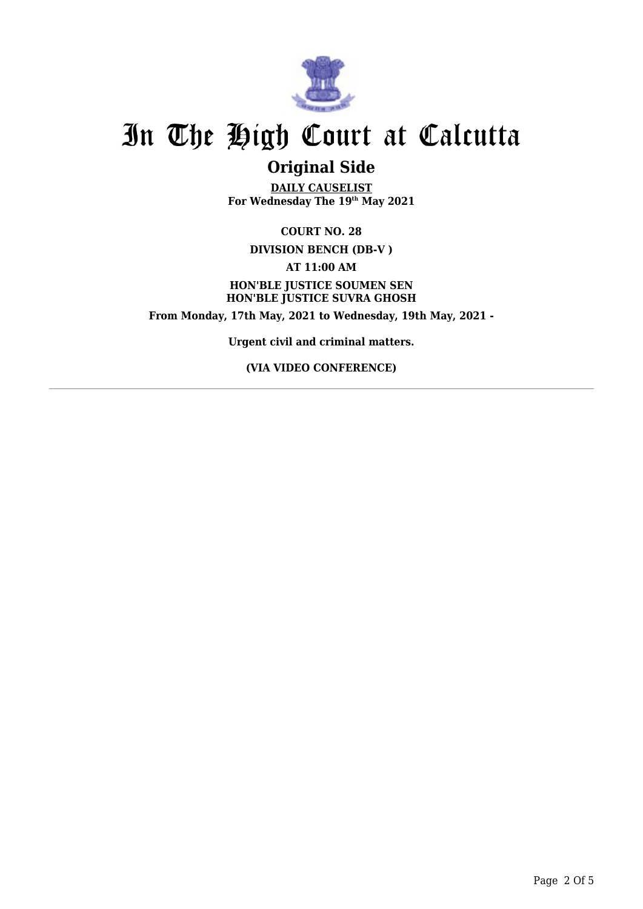# In The High Court at Calcutta

## Original Side

**DAILY CAUSELIST**
**For Wednesday The 19th May 2021**

**COURT NO. 28**

**DIVISION BENCH (DB-V )**

**AT 11:00 AM**

**HON'BLE JUSTICE SOUMEN SEN**
**HON'BLE JUSTICE SUVRA GHOSH**

**From Monday, 17th May, 2021 to Wednesday, 19th May, 2021 -**

**Urgent civil and criminal matters.**

**(VIA VIDEO CONFERENCE)**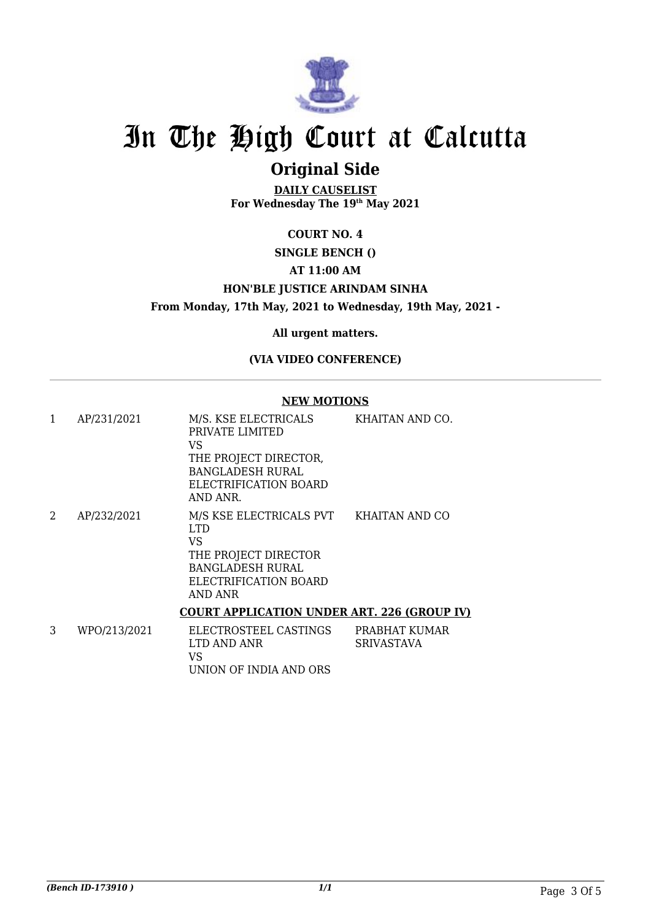# In The High Court at Calcutta

## Original Side

**DAILY CAUSELIST**
**For Wednesday The 19th May 2021**

**COURT NO. 4**

**SINGLE BENCH ()**

**AT 11:00 AM**

**HON'BLE JUSTICE ARINDAM SINHA**

**From Monday, 17th May, 2021 to Wednesday, 19th May, 2021 -**

**All urgent matters.**

**(VIA VIDEO CONFERENCE)**

### NEW MOTIONS

| | | | |
|---|---|---|---|
| 1 | AP/231/2021 | M/S. KSE ELECTRICALS PRIVATE LIMITED VS THE PROJECT DIRECTOR, BANGLADESH RURAL ELECTRIFICATION BOARD AND ANR. | KHAITAN AND CO. |
| 2 | AP/232/2021 | M/S KSE ELECTRICALS PVT LTD VS THE PROJECT DIRECTOR BANGLADESH RURAL ELECTRIFICATION BOARD AND ANR | KHAITAN AND CO |

### COURT APPLICATION UNDER ART. 226 (GROUP IV)

| | | | |
|---|---|---|---|
| 3 | WPO/213/2021 | ELECTROSTEEL CASTINGS LTD AND ANR VS UNION OF INDIA AND ORS | PRABHAT KUMAR SRIVASTAVA |

*(Bench ID-173910 )* 1/1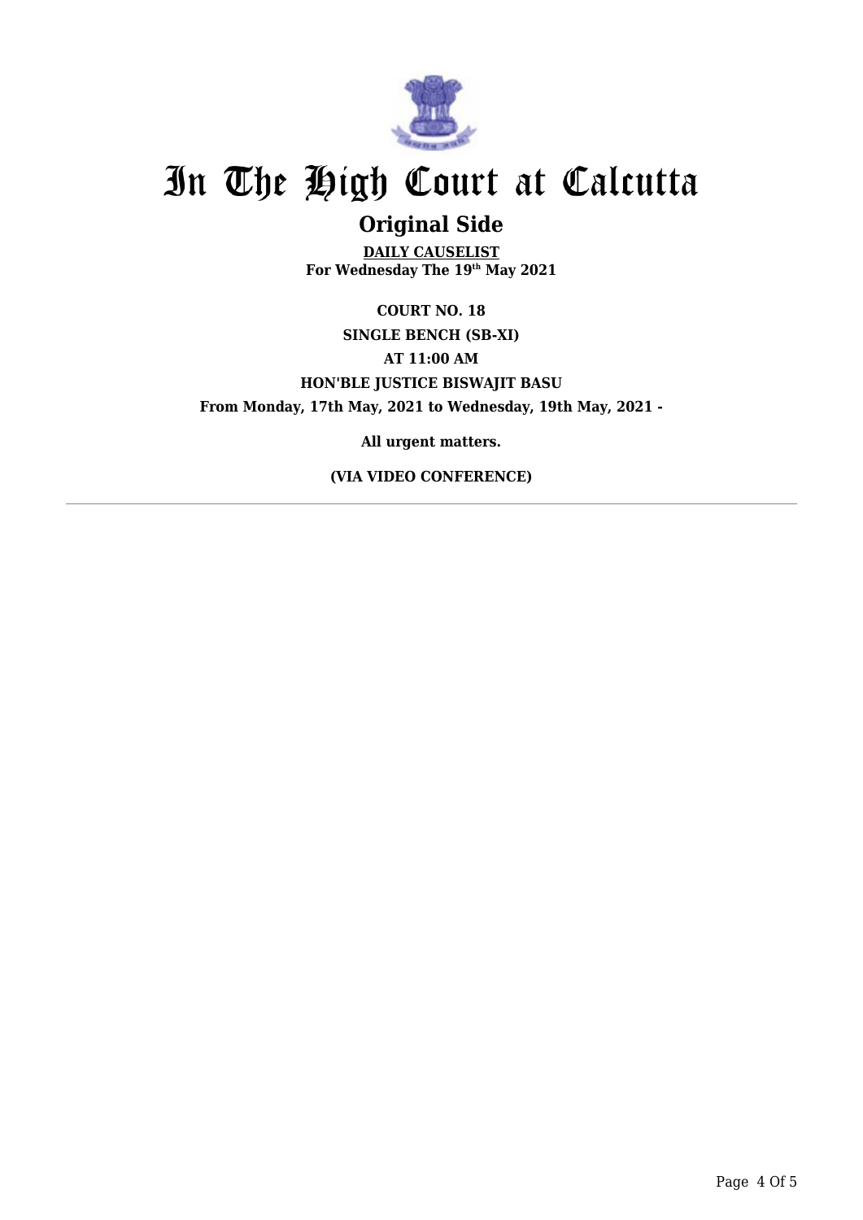# In The High Court at Calcutta

## Original Side

**DAILY CAUSELIST**
**For Wednesday The 19th May 2021**

**COURT NO. 18**

**SINGLE BENCH (SB-XI)**

**AT 11:00 AM**

**HON'BLE JUSTICE BISWAJIT BASU**

**From Monday, 17th May, 2021 to Wednesday, 19th May, 2021 -**

**All urgent matters.**

**(VIA VIDEO CONFERENCE)**

---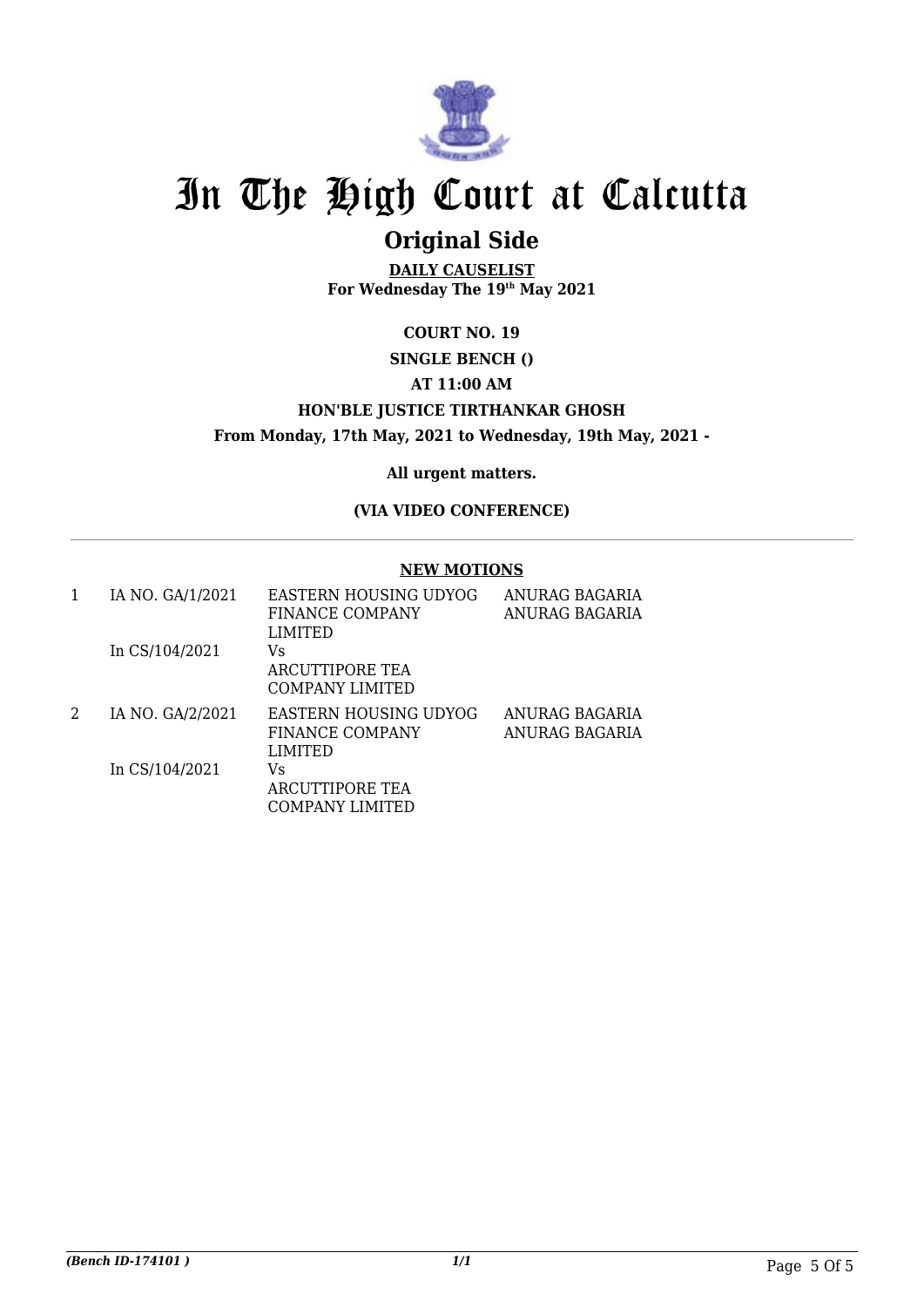# In The High Court at Calcutta

## Original Side

**DAILY CAUSELIST**
**For Wednesday The 19th May 2021**

**COURT NO. 19**

**SINGLE BENCH ()**

**AT 11:00 AM**

**HON'BLE JUSTICE TIRTHANKAR GHOSH**

**From Monday, 17th May, 2021 to Wednesday, 19th May, 2021 -**

**All urgent matters.**

**(VIA VIDEO CONFERENCE)**

**NEW MOTIONS**

| | | | |
|---|---|---|---|
| 1 | IA NO. GA/1/2021<br><br>In CS/104/2021 | EASTERN HOUSING UDYOG FINANCE COMPANY LIMITED<br>Vs<br>ARCUTTIPORE TEA COMPANY LIMITED | ANURAG BAGARIA<br>ANURAG BAGARIA |
| 2 | IA NO. GA/2/2021<br><br>In CS/104/2021 | EASTERN HOUSING UDYOG FINANCE COMPANY LIMITED<br>Vs<br>ARCUTTIPORE TEA COMPANY LIMITED | ANURAG BAGARIA<br>ANURAG BAGARIA |

*(Bench ID-174101 )*